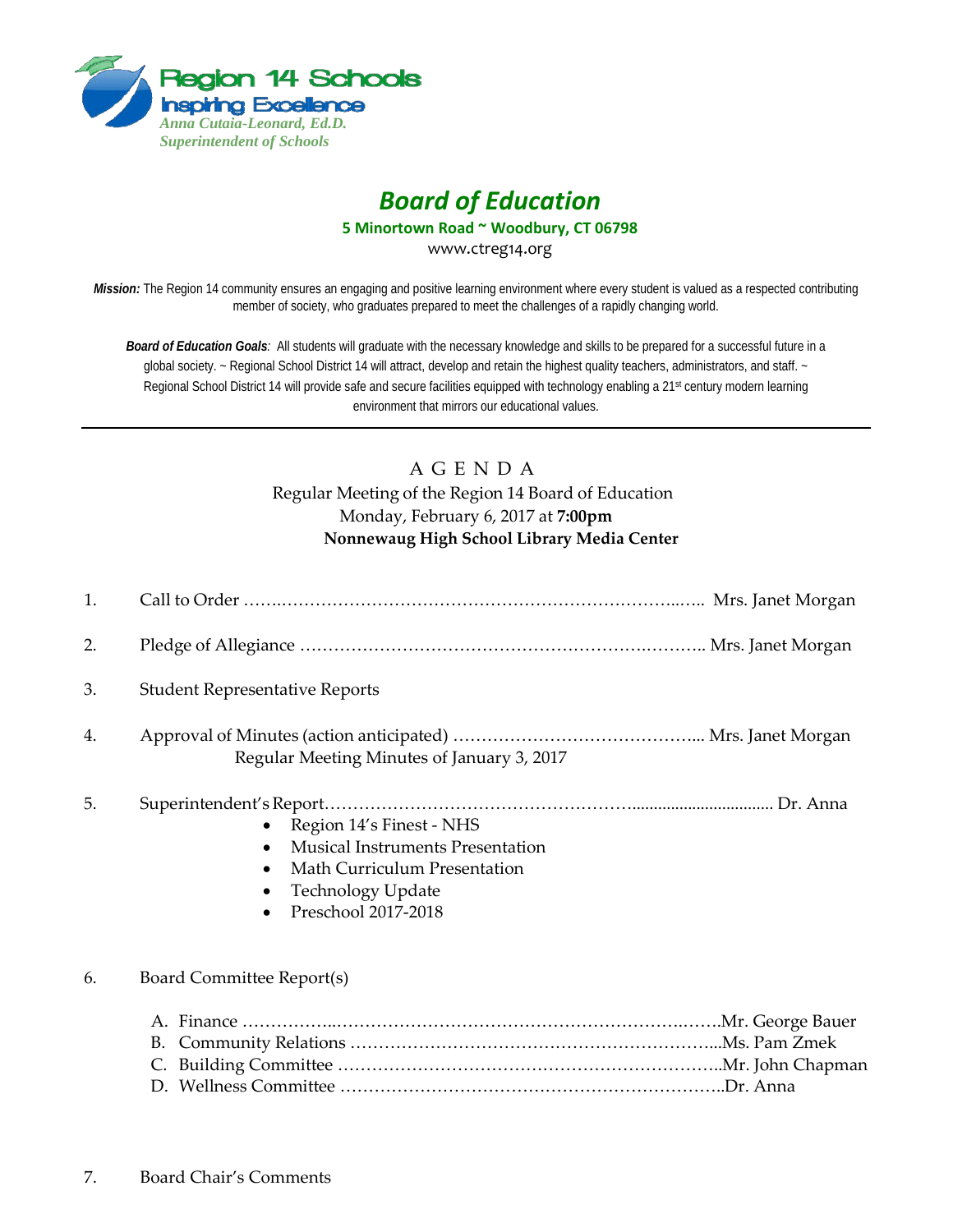Region 14 Schools
Inspiring Excellence
*Anna Cutaia-Leonard, Ed.D.*
*Superintendent of Schools*

# *Board of Education*

**5 Minortown Road ~ Woodbury, CT 06798**

www.ctreg14.org

***Mission:*** The Region 14 community ensures an engaging and positive learning environment where every student is valued as a respected contributing member of society, who graduates prepared to meet the challenges of a rapidly changing world.

***Board of Education Goals****:* All students will graduate with the necessary knowledge and skills to be prepared for a successful future in a global society. ~ Regional School District 14 will attract, develop and retain the highest quality teachers, administrators, and staff. ~ Regional School District 14 will provide safe and secure facilities equipped with technology enabling a 21st century modern learning environment that mirrors our educational values.

---

## A G E N D A

Regular Meeting of the Region 14 Board of Education
Monday, February 6, 2017 at **7:00pm**
**Nonnewaug High School Library Media Center**

1. Call to Order ……………………………………………………………… Mrs. Janet Morgan

2. Pledge of Allegiance ……………………………………………………… Mrs. Janet Morgan

3. Student Representative Reports

4. Approval of Minutes (action anticipated) ……………………………… Mrs. Janet Morgan
   Regular Meeting Minutes of January 3, 2017

5. Superintendent's Report……………………………………………………… Dr. Anna
   - Region 14's Finest - NHS
   - Musical Instruments Presentation
   - Math Curriculum Presentation
   - Technology Update
   - Preschool 2017-2018

6. Board Committee Report(s)

   A. Finance ……………………………………………………………Mr. George Bauer
   B. Community Relations …………………………………………………Ms. Pam Zmek
   C. Building Committee ……………………………………………………Mr. John Chapman
   D. Wellness Committee ……………………………………………………Dr. Anna

7. Board Chair's Comments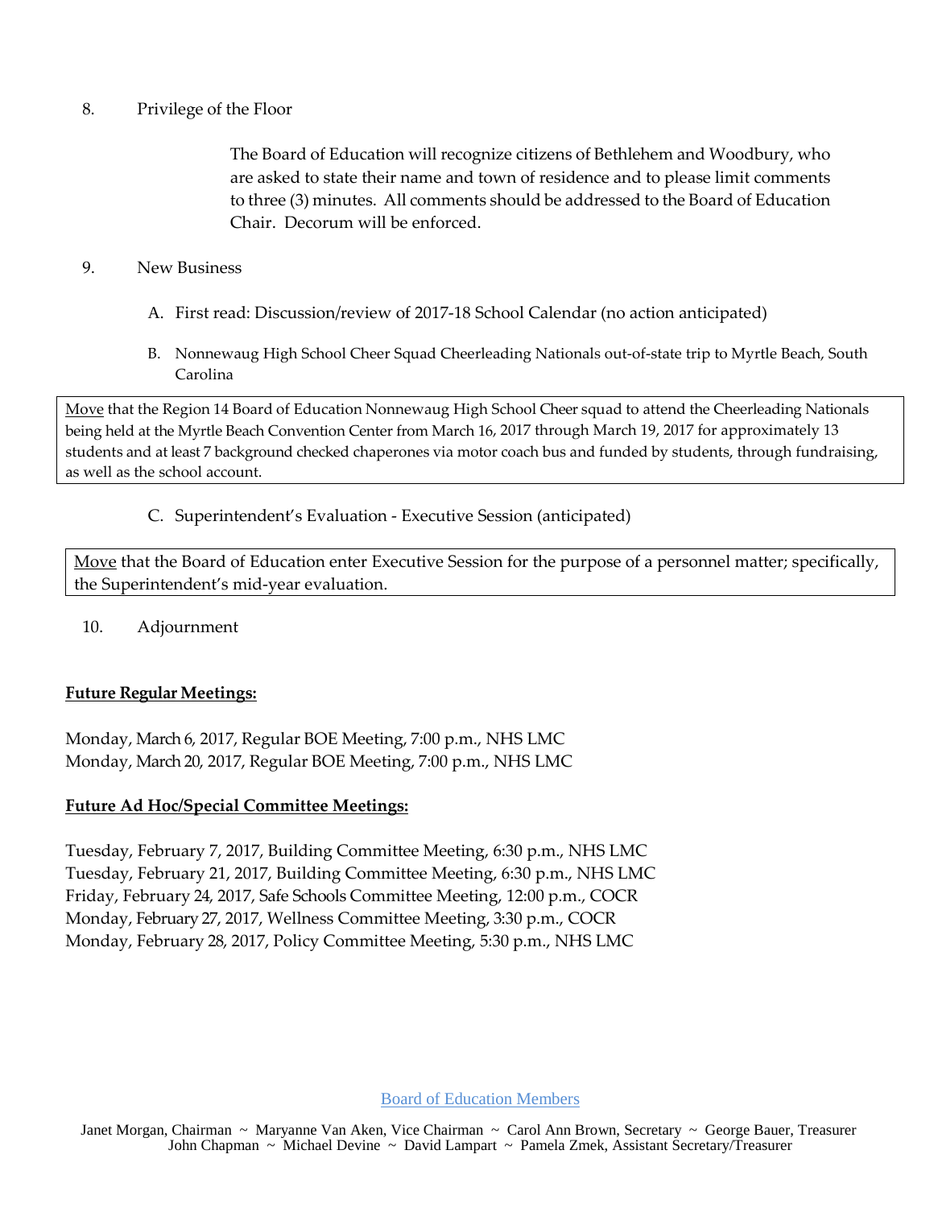8. Privilege of the Floor

   The Board of Education will recognize citizens of Bethlehem and Woodbury, who are asked to state their name and town of residence and to please limit comments to three (3) minutes. All comments should be addressed to the Board of Education Chair. Decorum will be enforced.

9. New Business

   A. First read: Discussion/review of 2017-18 School Calendar (no action anticipated)

   B. Nonnewaug High School Cheer Squad Cheerleading Nationals out-of-state trip to Myrtle Beach, South Carolina

<u>Move</u> that the Region 14 Board of Education Nonnewaug High School Cheer squad to attend the Cheerleading Nationals being held at the Myrtle Beach Convention Center from March 16, 2017 through March 19, 2017 for approximately 13 students and at least 7 background checked chaperones via motor coach bus and funded by students, through fundraising, as well as the school account.

   C. Superintendent's Evaluation - Executive Session (anticipated)

<u>Move</u> that the Board of Education enter Executive Session for the purpose of a personnel matter; specifically, the Superintendent's mid-year evaluation.

10. Adjournment

**<u>Future Regular Meetings:</u>**

Monday, March 6, 2017, Regular BOE Meeting, 7:00 p.m., NHS LMC
Monday, March 20, 2017, Regular BOE Meeting, 7:00 p.m., NHS LMC

**<u>Future Ad Hoc/Special Committee Meetings:</u>**

Tuesday, February 7, 2017, Building Committee Meeting, 6:30 p.m., NHS LMC
Tuesday, February 21, 2017, Building Committee Meeting, 6:30 p.m., NHS LMC
Friday, February 24, 2017, Safe Schools Committee Meeting, 12:00 p.m., COCR
Monday, February 27, 2017, Wellness Committee Meeting, 3:30 p.m., COCR
Monday, February 28, 2017, Policy Committee Meeting, 5:30 p.m., NHS LMC

Board of Education Members

Janet Morgan, Chairman ~ Maryanne Van Aken, Vice Chairman ~ Carol Ann Brown, Secretary ~ George Bauer, Treasurer
John Chapman ~ Michael Devine ~ David Lampart ~ Pamela Zmek, Assistant Secretary/Treasurer